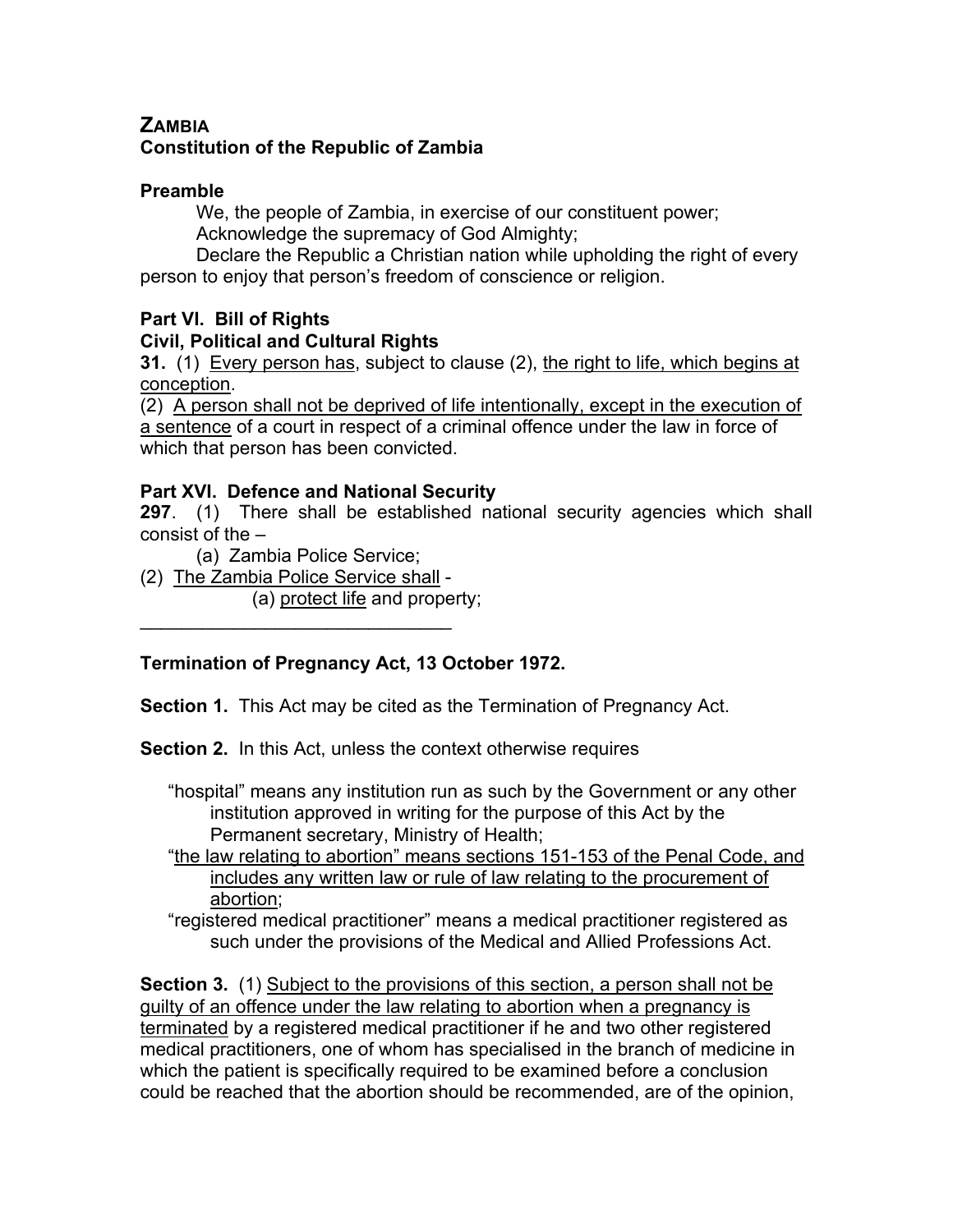**ZAMBIA**
**Constitution of the Republic of Zambia**

**Preamble**

We, the people of Zambia, in exercise of our constituent power;
Acknowledge the supremacy of God Almighty;
Declare the Republic a Christian nation while upholding the right of every person to enjoy that person's freedom of conscience or religion.

**Part VI. Bill of Rights**
**Civil, Political and Cultural Rights**

**31.** (1) <u>Every person has</u>, subject to clause (2), <u>the right to life, which begins at conception</u>.
(2) <u>A person shall not be deprived of life intentionally, except in the execution of a sentence</u> of a court in respect of a criminal offence under the law in force of which that person has been convicted.

**Part XVI. Defence and National Security**

**297**. (1) There shall be established national security agencies which shall consist of the –

(a) Zambia Police Service;

(2) <u>The Zambia Police Service shall</u> -

(a) <u>protect life</u> and property;

______________________________

**Termination of Pregnancy Act, 13 October 1972.**

**Section 1.** This Act may be cited as the Termination of Pregnancy Act.

**Section 2.** In this Act, unless the context otherwise requires

"hospital" means any institution run as such by the Government or any other institution approved in writing for the purpose of this Act by the Permanent secretary, Ministry of Health;

"<u>the law relating to abortion" means sections 151-153 of the Penal Code, and includes any written law or rule of law relating to the procurement of abortion</u>;

"registered medical practitioner" means a medical practitioner registered as such under the provisions of the Medical and Allied Professions Act.

**Section 3.** (1) <u>Subject to the provisions of this section, a person shall not be guilty of an offence under the law relating to abortion when a pregnancy is terminated</u> by a registered medical practitioner if he and two other registered medical practitioners, one of whom has specialised in the branch of medicine in which the patient is specifically required to be examined before a conclusion could be reached that the abortion should be recommended, are of the opinion,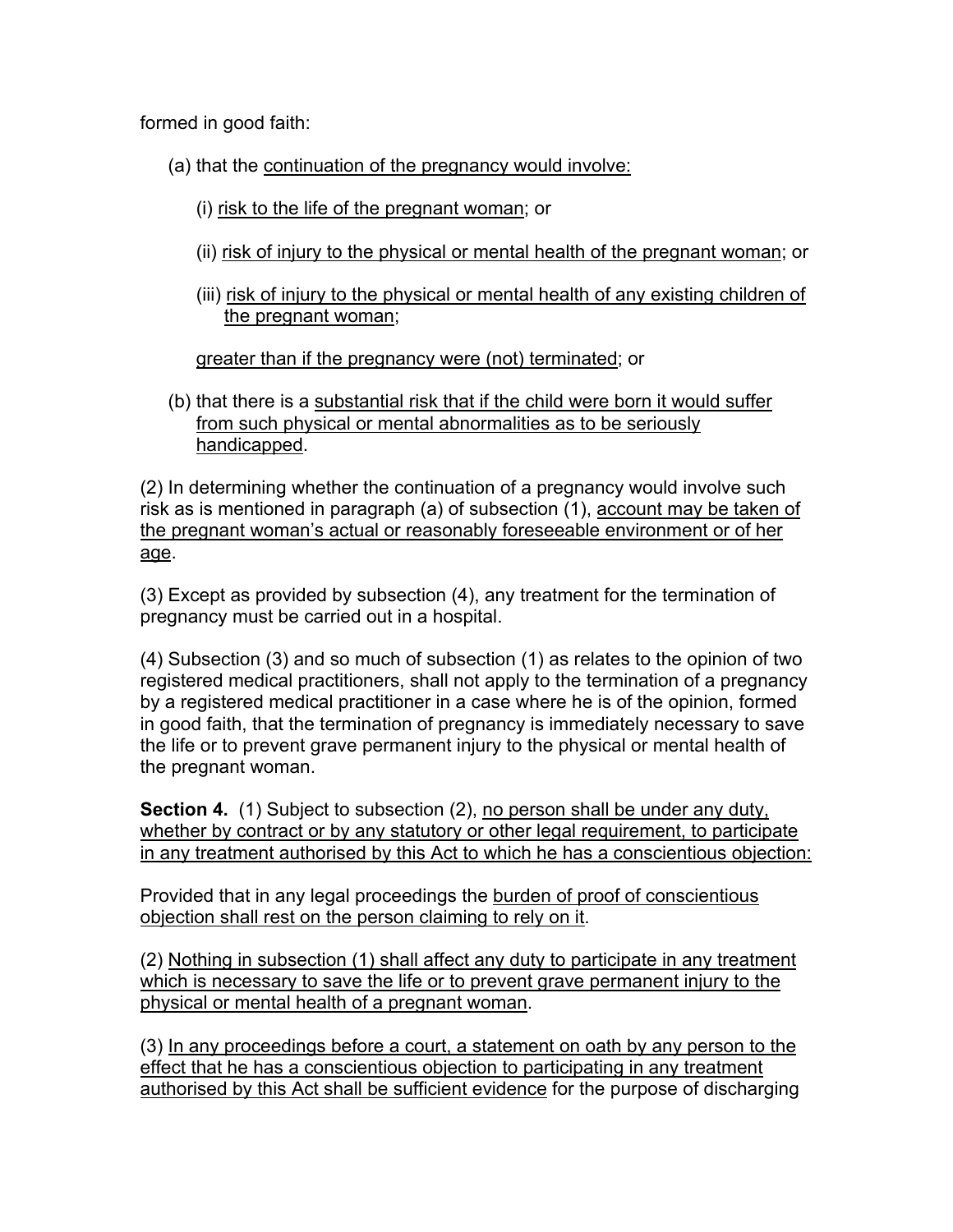formed in good faith:

(a) that the continuation of the pregnancy would involve:

(i) risk to the life of the pregnant woman; or

(ii) risk of injury to the physical or mental health of the pregnant woman; or

(iii) risk of injury to the physical or mental health of any existing children of the pregnant woman;

greater than if the pregnancy were (not) terminated; or

(b) that there is a substantial risk that if the child were born it would suffer from such physical or mental abnormalities as to be seriously handicapped.

(2) In determining whether the continuation of a pregnancy would involve such risk as is mentioned in paragraph (a) of subsection (1), account may be taken of the pregnant woman's actual or reasonably foreseeable environment or of her age.

(3) Except as provided by subsection (4), any treatment for the termination of pregnancy must be carried out in a hospital.

(4) Subsection (3) and so much of subsection (1) as relates to the opinion of two registered medical practitioners, shall not apply to the termination of a pregnancy by a registered medical practitioner in a case where he is of the opinion, formed in good faith, that the termination of pregnancy is immediately necessary to save the life or to prevent grave permanent injury to the physical or mental health of the pregnant woman.

**Section 4.** (1) Subject to subsection (2), no person shall be under any duty, whether by contract or by any statutory or other legal requirement, to participate in any treatment authorised by this Act to which he has a conscientious objection:

Provided that in any legal proceedings the burden of proof of conscientious objection shall rest on the person claiming to rely on it.

(2) Nothing in subsection (1) shall affect any duty to participate in any treatment which is necessary to save the life or to prevent grave permanent injury to the physical or mental health of a pregnant woman.

(3) In any proceedings before a court, a statement on oath by any person to the effect that he has a conscientious objection to participating in any treatment authorised by this Act shall be sufficient evidence for the purpose of discharging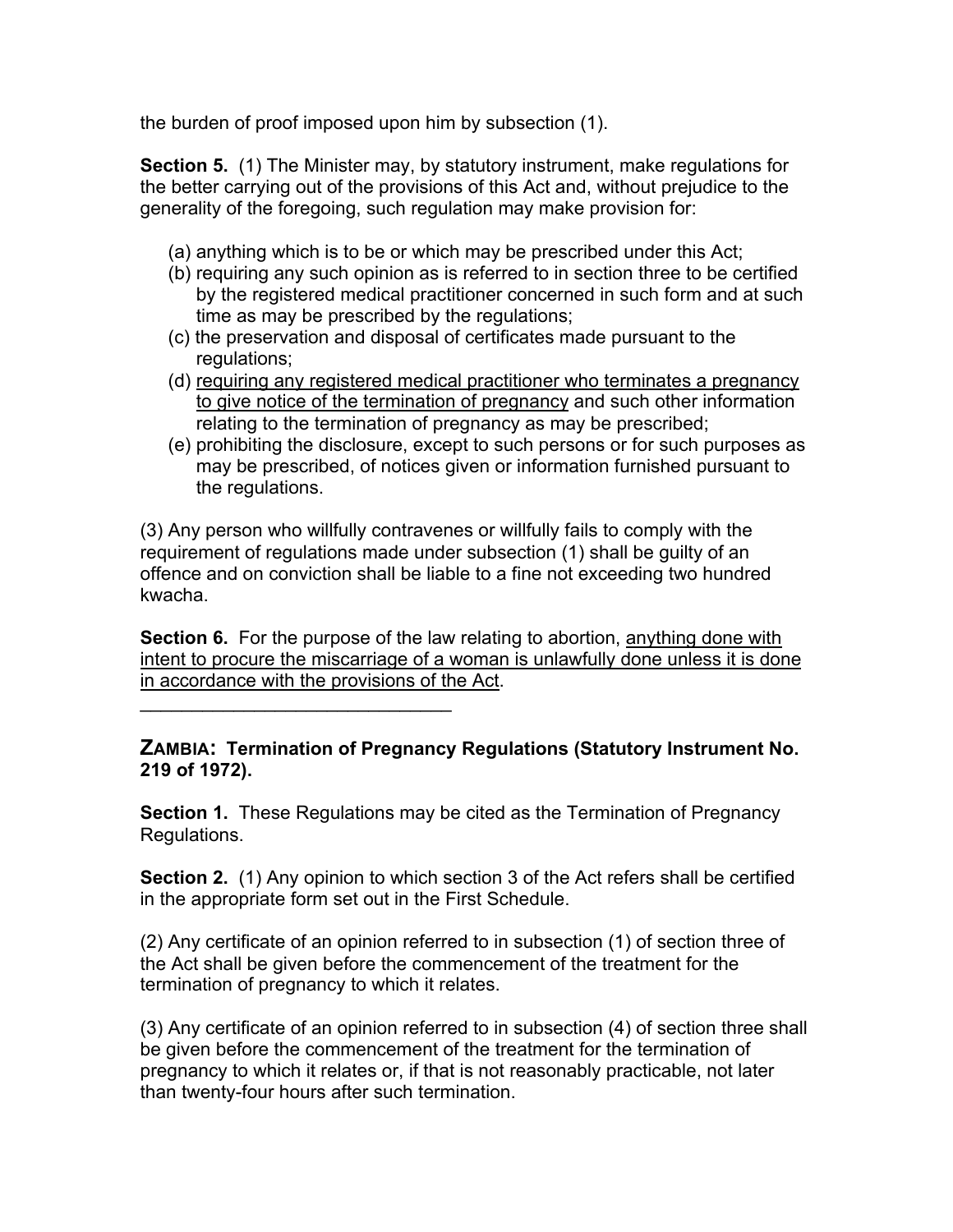the burden of proof imposed upon him by subsection (1).

**Section 5.** (1) The Minister may, by statutory instrument, make regulations for the better carrying out of the provisions of this Act and, without prejudice to the generality of the foregoing, such regulation may make provision for:

(a) anything which is to be or which may be prescribed under this Act;
(b) requiring any such opinion as is referred to in section three to be certified by the registered medical practitioner concerned in such form and at such time as may be prescribed by the regulations;
(c) the preservation and disposal of certificates made pursuant to the regulations;
(d) <u>requiring any registered medical practitioner who terminates a pregnancy to give notice of the termination of pregnancy</u> and such other information relating to the termination of pregnancy as may be prescribed;
(e) prohibiting the disclosure, except to such persons or for such purposes as may be prescribed, of notices given or information furnished pursuant to the regulations.

(3) Any person who willfully contravenes or willfully fails to comply with the requirement of regulations made under subsection (1) shall be guilty of an offence and on conviction shall be liable to a fine not exceeding two hundred kwacha.

**Section 6.** For the purpose of the law relating to abortion, <u>anything done with intent to procure the miscarriage of a woman is unlawfully done unless it is done in accordance with the provisions of the Act</u>.

---

**ZAMBIA: Termination of Pregnancy Regulations (Statutory Instrument No. 219 of 1972).**

**Section 1.** These Regulations may be cited as the Termination of Pregnancy Regulations.

**Section 2.** (1) Any opinion to which section 3 of the Act refers shall be certified in the appropriate form set out in the First Schedule.

(2) Any certificate of an opinion referred to in subsection (1) of section three of the Act shall be given before the commencement of the treatment for the termination of pregnancy to which it relates.

(3) Any certificate of an opinion referred to in subsection (4) of section three shall be given before the commencement of the treatment for the termination of pregnancy to which it relates or, if that is not reasonably practicable, not later than twenty-four hours after such termination.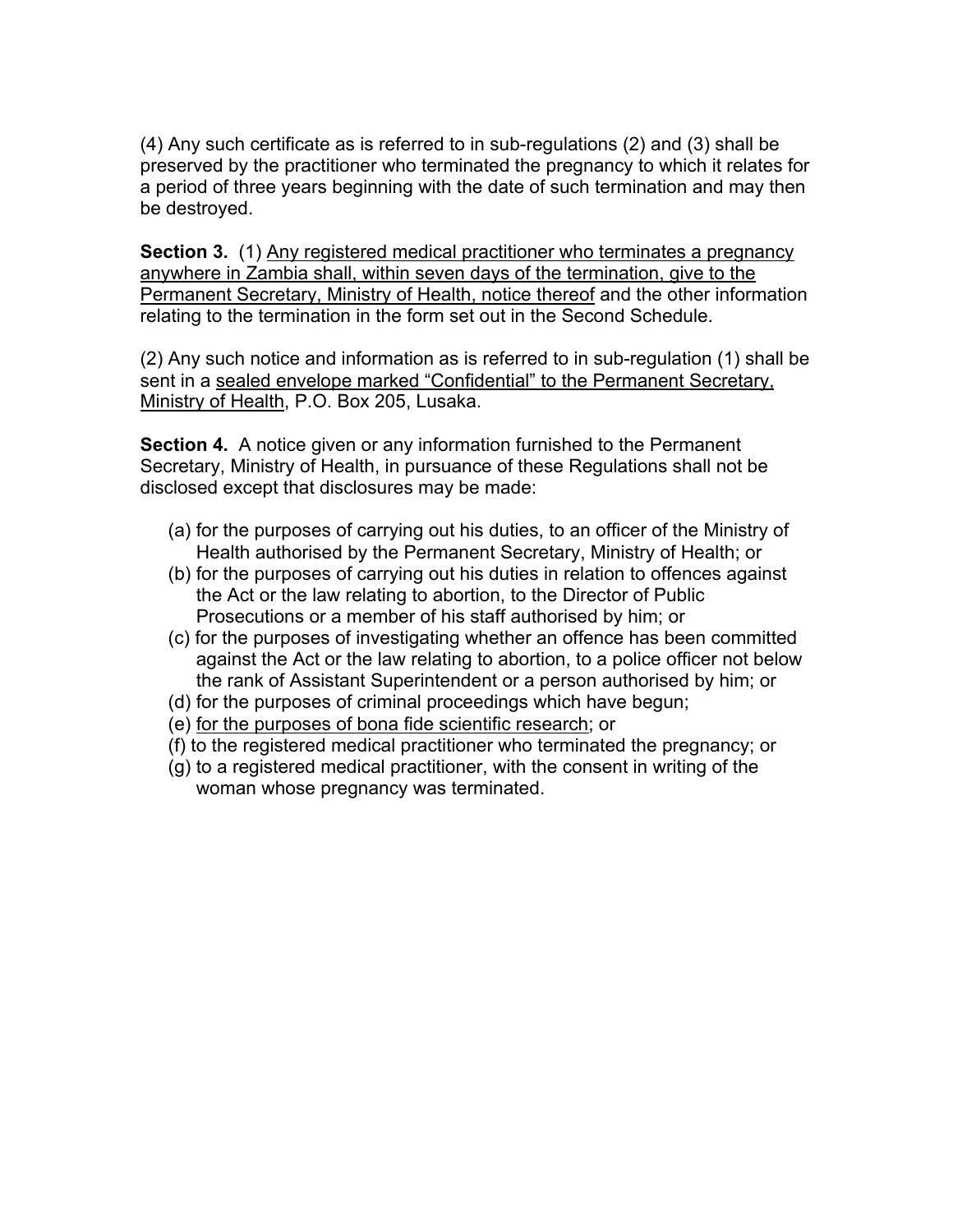(4) Any such certificate as is referred to in sub-regulations (2) and (3) shall be preserved by the practitioner who terminated the pregnancy to which it relates for a period of three years beginning with the date of such termination and may then be destroyed.

**Section 3.** (1) <u>Any registered medical practitioner who terminates a pregnancy anywhere in Zambia shall, within seven days of the termination, give to the Permanent Secretary, Ministry of Health, notice thereof</u> and the other information relating to the termination in the form set out in the Second Schedule.

(2) Any such notice and information as is referred to in sub-regulation (1) shall be sent in a <u>sealed envelope marked "Confidential" to the Permanent Secretary, Ministry of Health</u>, P.O. Box 205, Lusaka.

**Section 4.** A notice given or any information furnished to the Permanent Secretary, Ministry of Health, in pursuance of these Regulations shall not be disclosed except that disclosures may be made:

(a) for the purposes of carrying out his duties, to an officer of the Ministry of Health authorised by the Permanent Secretary, Ministry of Health; or
(b) for the purposes of carrying out his duties in relation to offences against the Act or the law relating to abortion, to the Director of Public Prosecutions or a member of his staff authorised by him; or
(c) for the purposes of investigating whether an offence has been committed against the Act or the law relating to abortion, to a police officer not below the rank of Assistant Superintendent or a person authorised by him; or
(d) for the purposes of criminal proceedings which have begun;
(e) <u>for the purposes of bona fide scientific research</u>; or
(f) to the registered medical practitioner who terminated the pregnancy; or
(g) to a registered medical practitioner, with the consent in writing of the woman whose pregnancy was terminated.